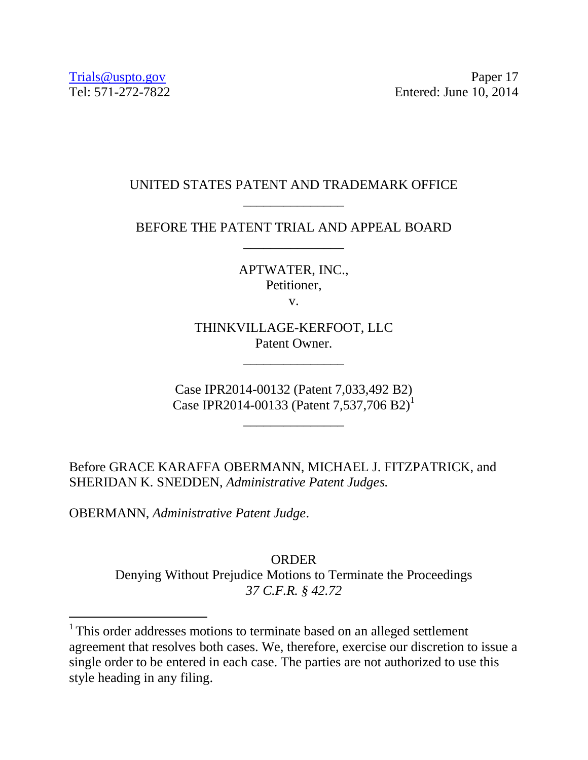Trials@uspto.gov
Tel: 571-272-7822

Paper 17
Entered: June 10, 2014

UNITED STATES PATENT AND TRADEMARK OFFICE

---

BEFORE THE PATENT TRIAL AND APPEAL BOARD

---

APTWATER, INC.,
Petitioner,

v.

THINKVILLAGE-KERFOOT, LLC
Patent Owner.

---

Case IPR2014-00132 (Patent 7,033,492 B2)
Case IPR2014-00133 (Patent 7,537,706 B2)[1]

---

Before GRACE KARAFFA OBERMANN, MICHAEL J. FITZPATRICK, and SHERIDAN K. SNEDDEN, *Administrative Patent Judges.*

OBERMANN, *Administrative Patent Judge*.

ORDER
Denying Without Prejudice Motions to Terminate the Proceedings
*37 C.F.R. § 42.72*

---

[1] This order addresses motions to terminate based on an alleged settlement agreement that resolves both cases. We, therefore, exercise our discretion to issue a single order to be entered in each case. The parties are not authorized to use this style heading in any filing.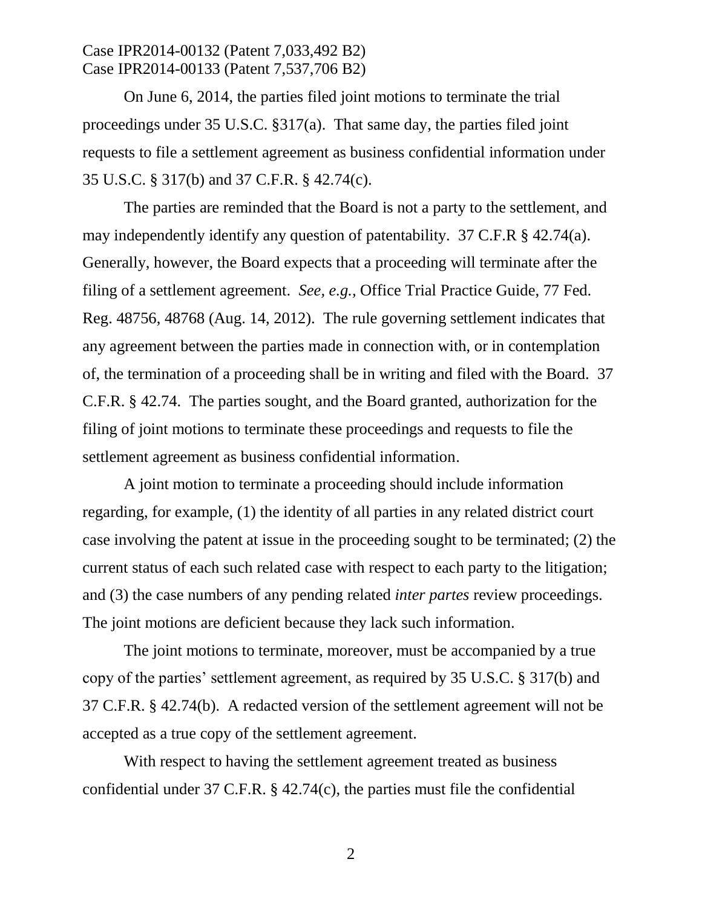On June 6, 2014, the parties filed joint motions to terminate the trial proceedings under 35 U.S.C. §317(a). That same day, the parties filed joint requests to file a settlement agreement as business confidential information under 35 U.S.C. § 317(b) and 37 C.F.R. § 42.74(c).

The parties are reminded that the Board is not a party to the settlement, and may independently identify any question of patentability. 37 C.F.R § 42.74(a). Generally, however, the Board expects that a proceeding will terminate after the filing of a settlement agreement. *See, e.g.,* Office Trial Practice Guide, 77 Fed. Reg. 48756, 48768 (Aug. 14, 2012). The rule governing settlement indicates that any agreement between the parties made in connection with, or in contemplation of, the termination of a proceeding shall be in writing and filed with the Board. 37 C.F.R. § 42.74. The parties sought, and the Board granted, authorization for the filing of joint motions to terminate these proceedings and requests to file the settlement agreement as business confidential information.

A joint motion to terminate a proceeding should include information regarding, for example, (1) the identity of all parties in any related district court case involving the patent at issue in the proceeding sought to be terminated; (2) the current status of each such related case with respect to each party to the litigation; and (3) the case numbers of any pending related *inter partes* review proceedings. The joint motions are deficient because they lack such information.

The joint motions to terminate, moreover, must be accompanied by a true copy of the parties' settlement agreement, as required by 35 U.S.C. § 317(b) and 37 C.F.R. § 42.74(b). A redacted version of the settlement agreement will not be accepted as a true copy of the settlement agreement.

With respect to having the settlement agreement treated as business confidential under 37 C.F.R. § 42.74(c), the parties must file the confidential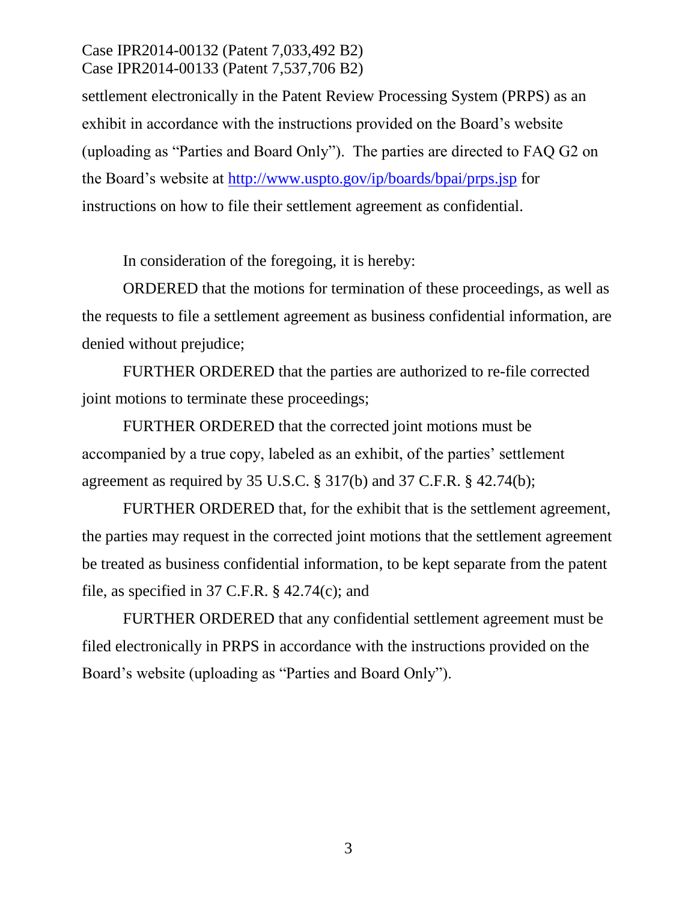settlement electronically in the Patent Review Processing System (PRPS) as an exhibit in accordance with the instructions provided on the Board's website (uploading as "Parties and Board Only"). The parties are directed to FAQ G2 on the Board's website at http://www.uspto.gov/ip/boards/bpai/prps.jsp for instructions on how to file their settlement agreement as confidential.

In consideration of the foregoing, it is hereby:

ORDERED that the motions for termination of these proceedings, as well as the requests to file a settlement agreement as business confidential information, are denied without prejudice;

FURTHER ORDERED that the parties are authorized to re-file corrected joint motions to terminate these proceedings;

FURTHER ORDERED that the corrected joint motions must be accompanied by a true copy, labeled as an exhibit, of the parties' settlement agreement as required by 35 U.S.C. § 317(b) and 37 C.F.R. § 42.74(b);

FURTHER ORDERED that, for the exhibit that is the settlement agreement, the parties may request in the corrected joint motions that the settlement agreement be treated as business confidential information, to be kept separate from the patent file, as specified in 37 C.F.R. § 42.74(c); and

FURTHER ORDERED that any confidential settlement agreement must be filed electronically in PRPS in accordance with the instructions provided on the Board's website (uploading as "Parties and Board Only").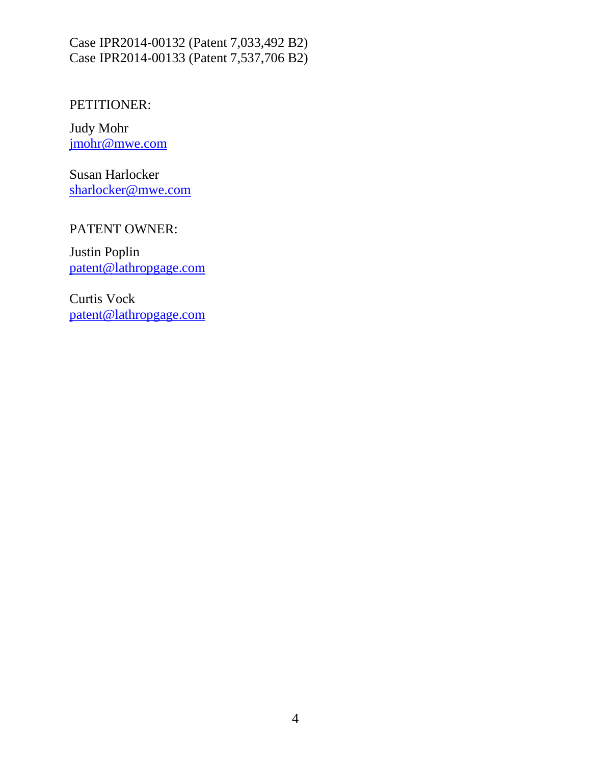Case IPR2014-00132 (Patent 7,033,492 B2)
Case IPR2014-00133 (Patent 7,537,706 B2)

PETITIONER:

Judy Mohr
jmohr@mwe.com

Susan Harlocker
sharlocker@mwe.com

PATENT OWNER:

Justin Poplin
patent@lathropgage.com

Curtis Vock
patent@lathropgage.com